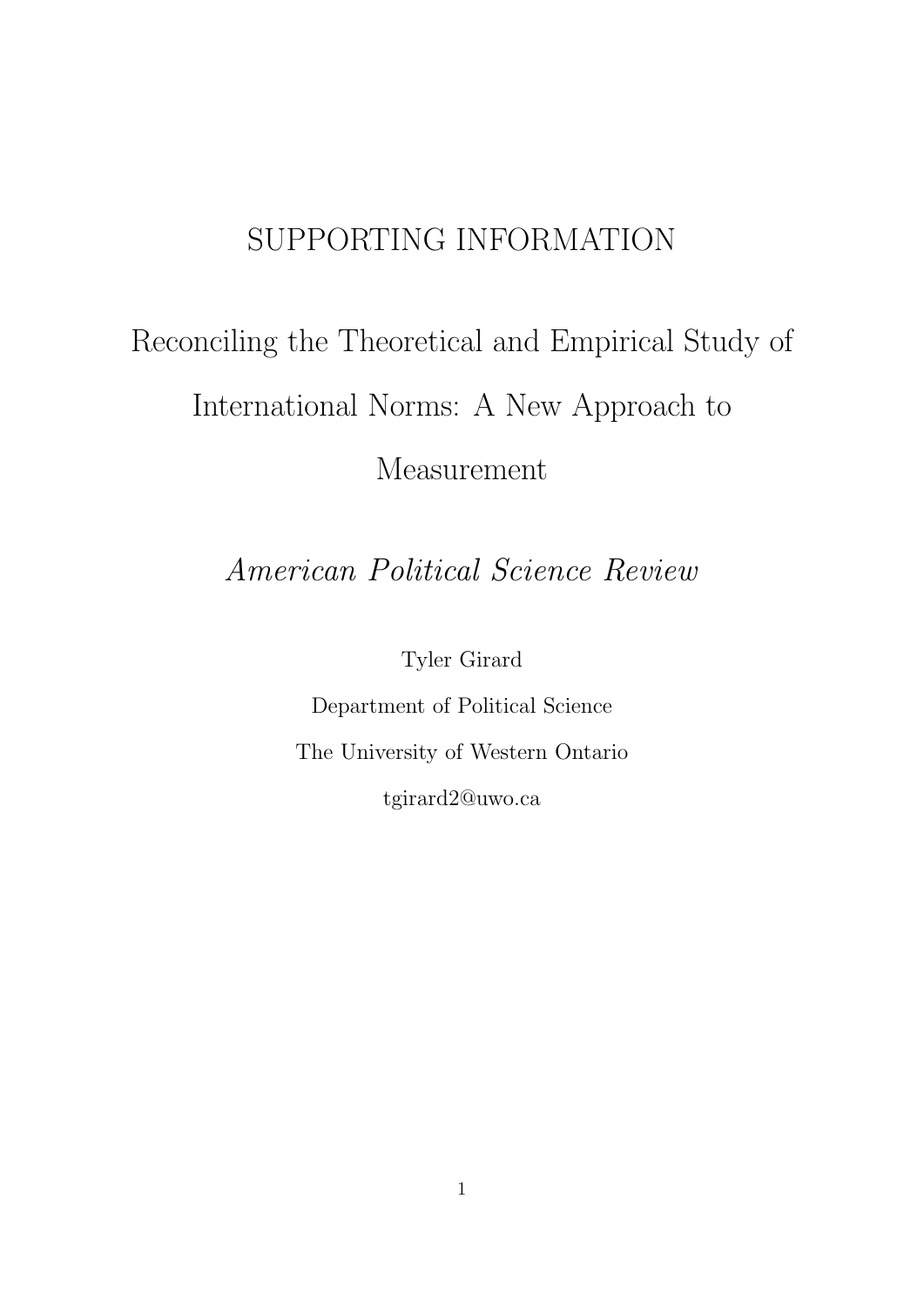# SUPPORTING INFORMATION

# Reconciling the Theoretical and Empirical Study of International Norms: A New Approach to Measurement

*American Political Science Review*

Tyler Girard

Department of Political Science

The University of Western Ontario

tgirard2@uwo.ca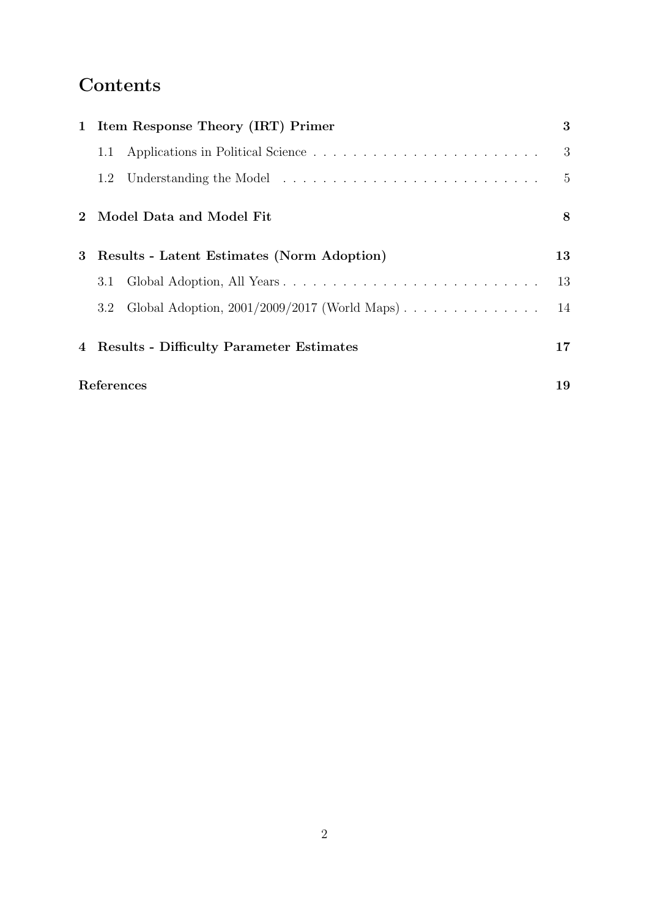# Contents

**1 Item Response Theory (IRT) Primer** — **3**

- 1.1 Applications in Political Science — 3
- 1.2 Understanding the Model — 5

**2 Model Data and Model Fit** — **8**

**3 Results - Latent Estimates (Norm Adoption)** — **13**

- 3.1 Global Adoption, All Years — 13
- 3.2 Global Adoption, 2001/2009/2017 (World Maps) — 14

**4 Results - Difficulty Parameter Estimates** — **17**

**References** — **19**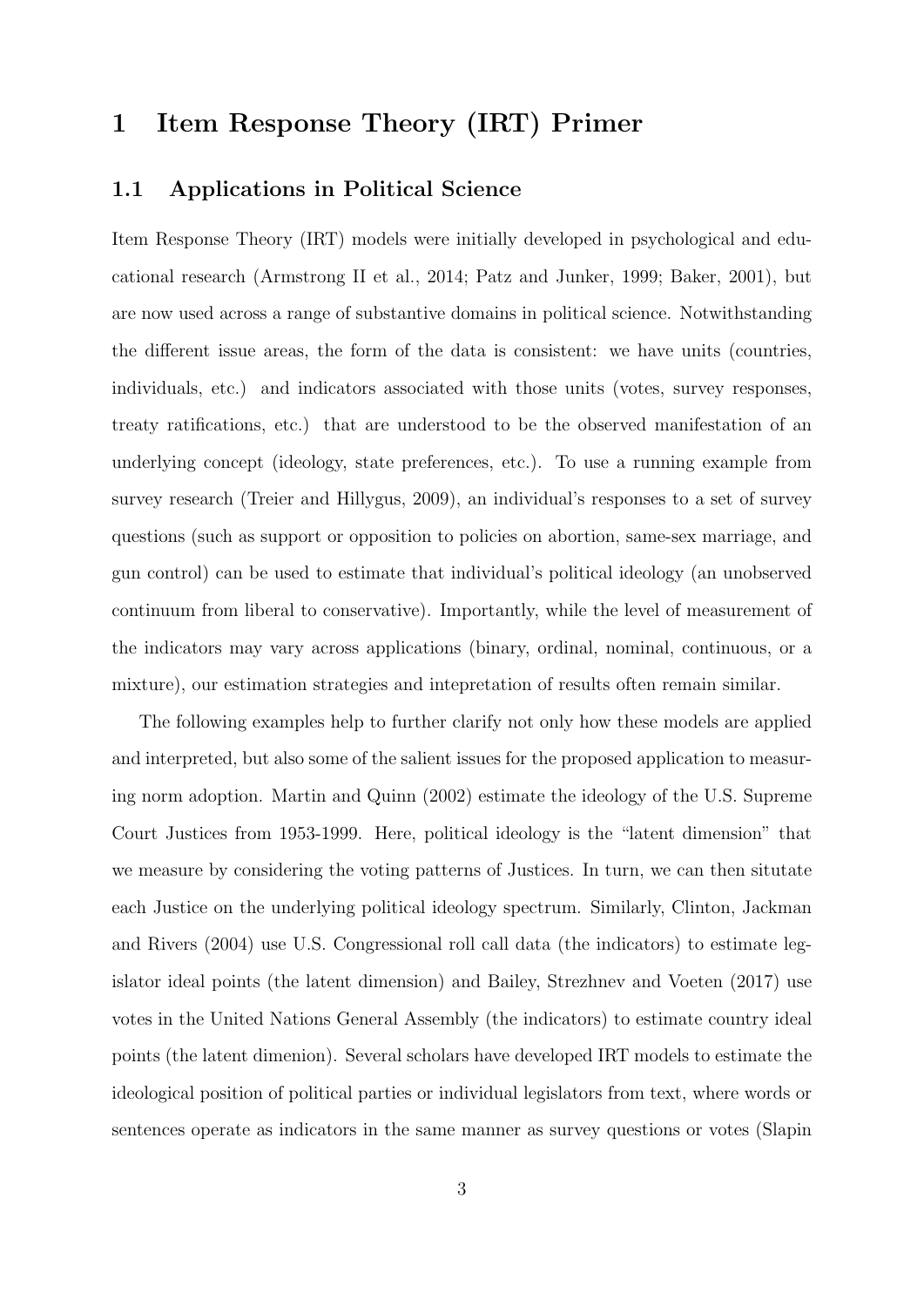# 1 Item Response Theory (IRT) Primer

## 1.1 Applications in Political Science

Item Response Theory (IRT) models were initially developed in psychological and educational research (Armstrong II et al., 2014; Patz and Junker, 1999; Baker, 2001), but are now used across a range of substantive domains in political science. Notwithstanding the different issue areas, the form of the data is consistent: we have units (countries, individuals, etc.) and indicators associated with those units (votes, survey responses, treaty ratifications, etc.) that are understood to be the observed manifestation of an underlying concept (ideology, state preferences, etc.). To use a running example from survey research (Treier and Hillygus, 2009), an individual's responses to a set of survey questions (such as support or opposition to policies on abortion, same-sex marriage, and gun control) can be used to estimate that individual's political ideology (an unobserved continuum from liberal to conservative). Importantly, while the level of measurement of the indicators may vary across applications (binary, ordinal, nominal, continuous, or a mixture), our estimation strategies and intepretation of results often remain similar.

The following examples help to further clarify not only how these models are applied and interpreted, but also some of the salient issues for the proposed application to measuring norm adoption. Martin and Quinn (2002) estimate the ideology of the U.S. Supreme Court Justices from 1953-1999. Here, political ideology is the "latent dimension" that we measure by considering the voting patterns of Justices. In turn, we can then situtate each Justice on the underlying political ideology spectrum. Similarly, Clinton, Jackman and Rivers (2004) use U.S. Congressional roll call data (the indicators) to estimate legislator ideal points (the latent dimension) and Bailey, Strezhnev and Voeten (2017) use votes in the United Nations General Assembly (the indicators) to estimate country ideal points (the latent dimenion). Several scholars have developed IRT models to estimate the ideological position of political parties or individual legislators from text, where words or sentences operate as indicators in the same manner as survey questions or votes (Slapin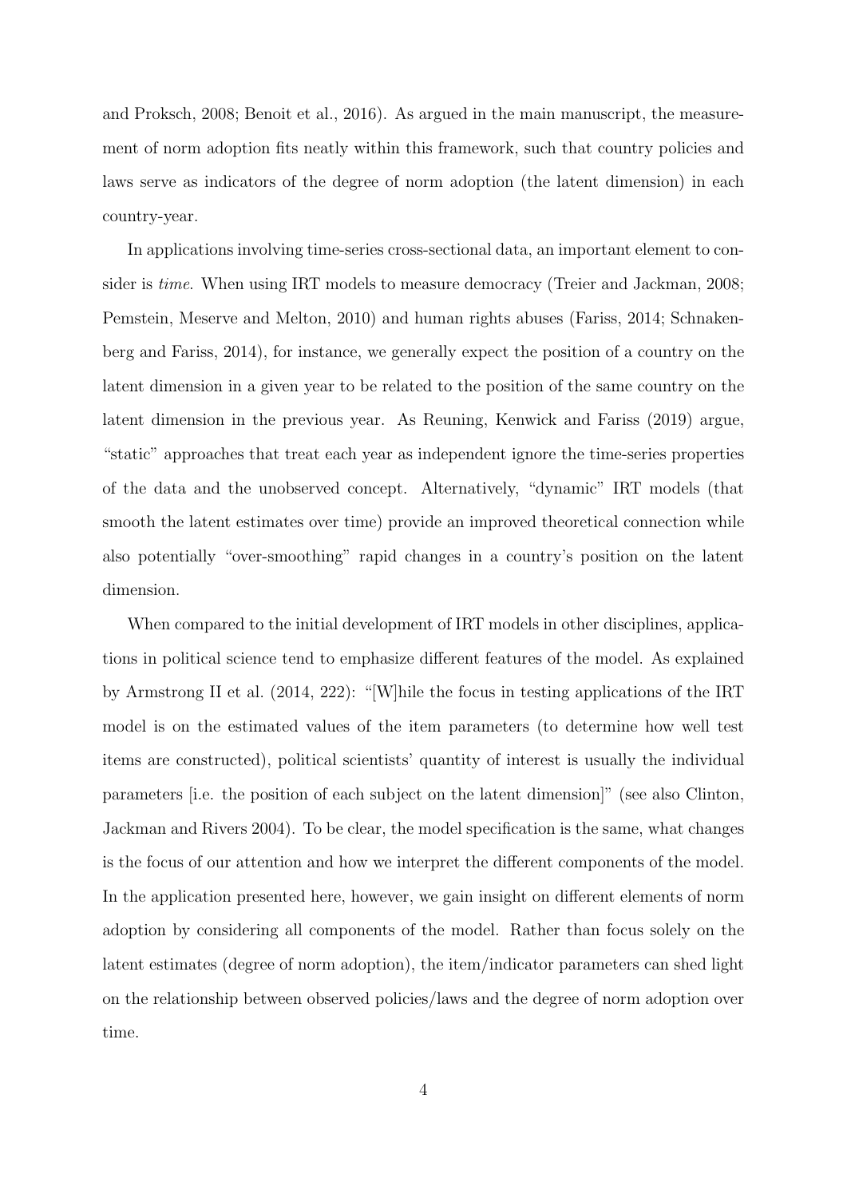and Proksch, 2008; Benoit et al., 2016). As argued in the main manuscript, the measurement of norm adoption fits neatly within this framework, such that country policies and laws serve as indicators of the degree of norm adoption (the latent dimension) in each country-year.

In applications involving time-series cross-sectional data, an important element to consider is *time*. When using IRT models to measure democracy (Treier and Jackman, 2008; Pemstein, Meserve and Melton, 2010) and human rights abuses (Fariss, 2014; Schnakenberg and Fariss, 2014), for instance, we generally expect the position of a country on the latent dimension in a given year to be related to the position of the same country on the latent dimension in the previous year. As Reuning, Kenwick and Fariss (2019) argue, "static" approaches that treat each year as independent ignore the time-series properties of the data and the unobserved concept. Alternatively, "dynamic" IRT models (that smooth the latent estimates over time) provide an improved theoretical connection while also potentially "over-smoothing" rapid changes in a country's position on the latent dimension.

When compared to the initial development of IRT models in other disciplines, applications in political science tend to emphasize different features of the model. As explained by Armstrong II et al. (2014, 222): "[W]hile the focus in testing applications of the IRT model is on the estimated values of the item parameters (to determine how well test items are constructed), political scientists' quantity of interest is usually the individual parameters [i.e. the position of each subject on the latent dimension]" (see also Clinton, Jackman and Rivers 2004). To be clear, the model specification is the same, what changes is the focus of our attention and how we interpret the different components of the model. In the application presented here, however, we gain insight on different elements of norm adoption by considering all components of the model. Rather than focus solely on the latent estimates (degree of norm adoption), the item/indicator parameters can shed light on the relationship between observed policies/laws and the degree of norm adoption over time.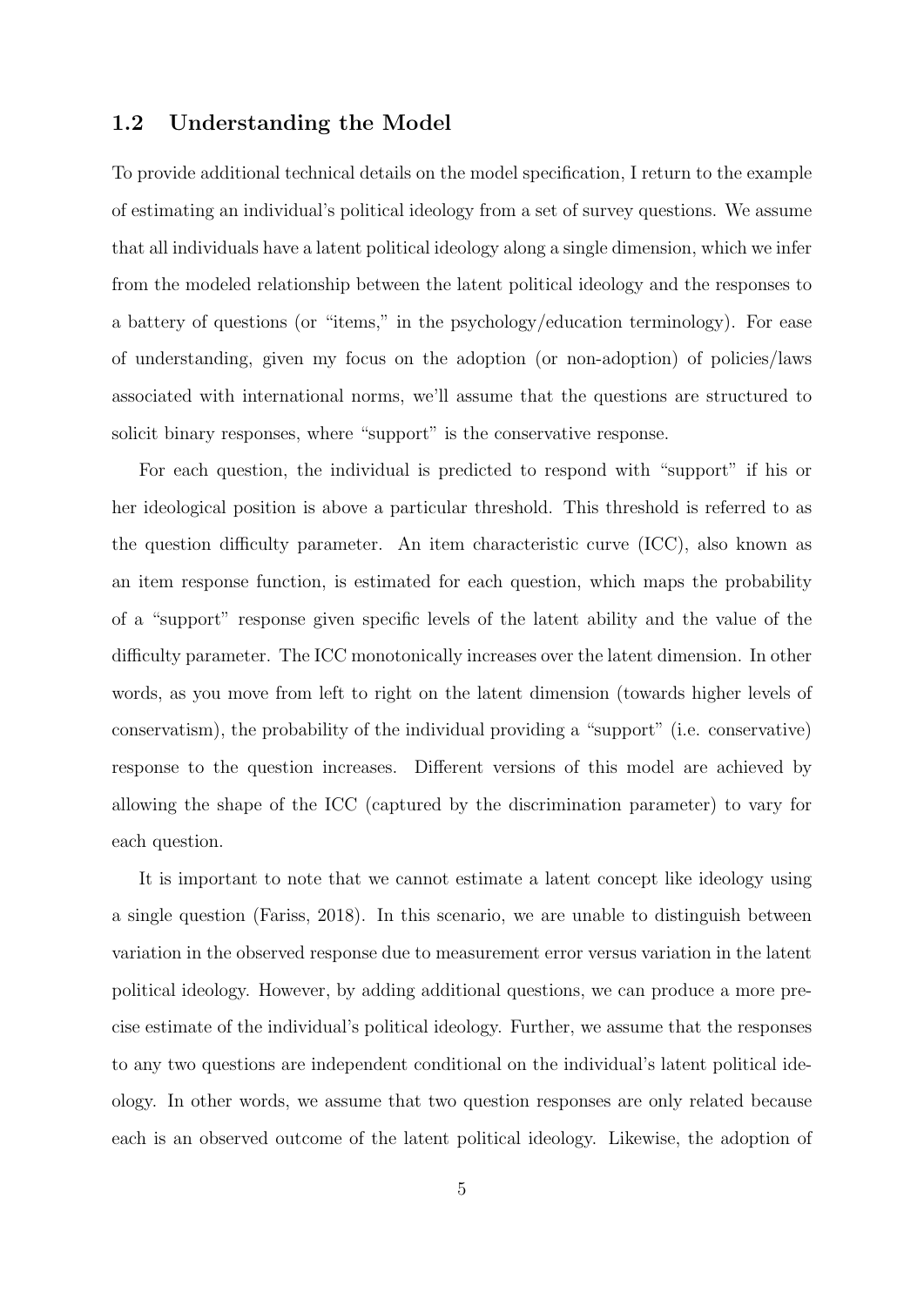## 1.2 Understanding the Model

To provide additional technical details on the model specification, I return to the example of estimating an individual's political ideology from a set of survey questions. We assume that all individuals have a latent political ideology along a single dimension, which we infer from the modeled relationship between the latent political ideology and the responses to a battery of questions (or "items," in the psychology/education terminology). For ease of understanding, given my focus on the adoption (or non-adoption) of policies/laws associated with international norms, we'll assume that the questions are structured to solicit binary responses, where "support" is the conservative response.

For each question, the individual is predicted to respond with "support" if his or her ideological position is above a particular threshold. This threshold is referred to as the question difficulty parameter. An item characteristic curve (ICC), also known as an item response function, is estimated for each question, which maps the probability of a "support" response given specific levels of the latent ability and the value of the difficulty parameter. The ICC monotonically increases over the latent dimension. In other words, as you move from left to right on the latent dimension (towards higher levels of conservatism), the probability of the individual providing a "support" (i.e. conservative) response to the question increases. Different versions of this model are achieved by allowing the shape of the ICC (captured by the discrimination parameter) to vary for each question.

It is important to note that we cannot estimate a latent concept like ideology using a single question (Fariss, 2018). In this scenario, we are unable to distinguish between variation in the observed response due to measurement error versus variation in the latent political ideology. However, by adding additional questions, we can produce a more precise estimate of the individual's political ideology. Further, we assume that the responses to any two questions are independent conditional on the individual's latent political ideology. In other words, we assume that two question responses are only related because each is an observed outcome of the latent political ideology. Likewise, the adoption of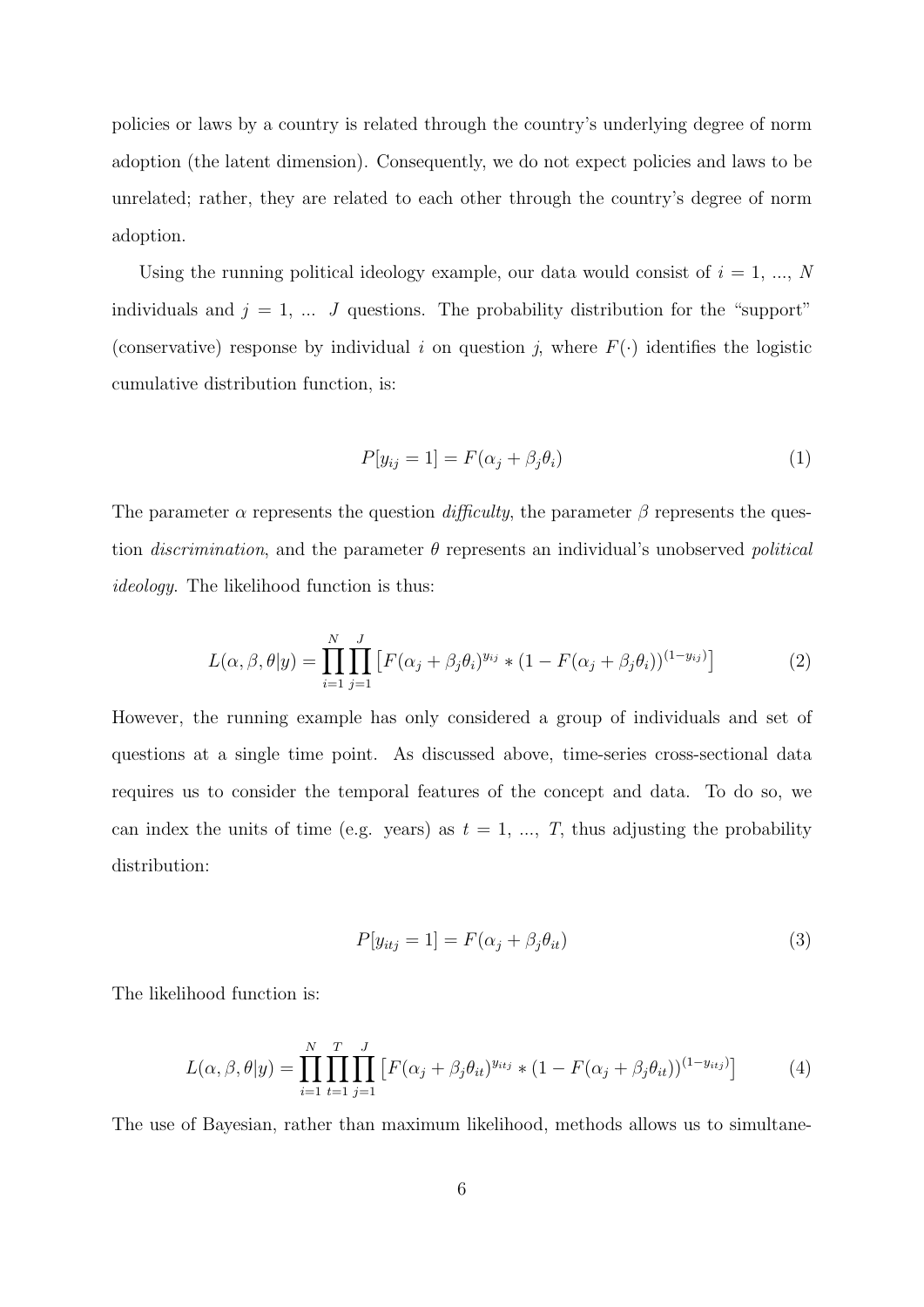policies or laws by a country is related through the country's underlying degree of norm adoption (the latent dimension). Consequently, we do not expect policies and laws to be unrelated; rather, they are related to each other through the country's degree of norm adoption.

Using the running political ideology example, our data would consist of $i = 1, ..., N$ individuals and $j = 1, ... J$ questions. The probability distribution for the "support" (conservative) response by individual $i$ on question $j$, where $F(\cdot)$ identifies the logistic cumulative distribution function, is:

$$P[y_{ij} = 1] = F(\alpha_j + \beta_j \theta_i) \tag{1}$$

The parameter $\alpha$ represents the question *difficulty*, the parameter $\beta$ represents the question *discrimination*, and the parameter $\theta$ represents an individual's unobserved *political ideology*. The likelihood function is thus:

$$L(\alpha, \beta, \theta | y) = \prod_{i=1}^{N} \prod_{j=1}^{J} \left[ F(\alpha_j + \beta_j \theta_i)^{y_{ij}} * (1 - F(\alpha_j + \beta_j \theta_i))^{(1-y_{ij})} \right] \tag{2}$$

However, the running example has only considered a group of individuals and set of questions at a single time point. As discussed above, time-series cross-sectional data requires us to consider the temporal features of the concept and data. To do so, we can index the units of time (e.g. years) as $t = 1, ..., T$, thus adjusting the probability distribution:

$$P[y_{itj} = 1] = F(\alpha_j + \beta_j \theta_{it}) \tag{3}$$

The likelihood function is:

$$L(\alpha, \beta, \theta | y) = \prod_{i=1}^{N} \prod_{t=1}^{T} \prod_{j=1}^{J} \left[ F(\alpha_j + \beta_j \theta_{it})^{y_{itj}} * (1 - F(\alpha_j + \beta_j \theta_{it}))^{(1-y_{itj})} \right] \tag{4}$$

The use of Bayesian, rather than maximum likelihood, methods allows us to simultane-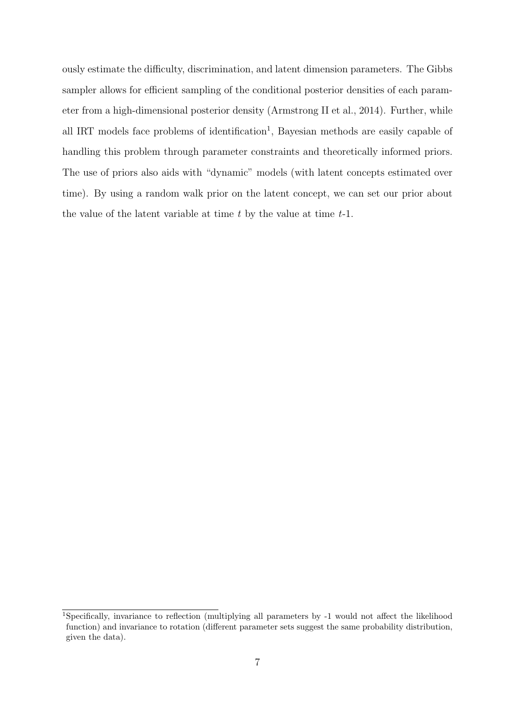ously estimate the difficulty, discrimination, and latent dimension parameters. The Gibbs sampler allows for efficient sampling of the conditional posterior densities of each parameter from a high-dimensional posterior density (Armstrong II et al., 2014). Further, while all IRT models face problems of identification[1], Bayesian methods are easily capable of handling this problem through parameter constraints and theoretically informed priors. The use of priors also aids with "dynamic" models (with latent concepts estimated over time). By using a random walk prior on the latent concept, we can set our prior about the value of the latent variable at time $t$ by the value at time $t$-1.

[1]Specifically, invariance to reflection (multiplying all parameters by -1 would not affect the likelihood function) and invariance to rotation (different parameter sets suggest the same probability distribution, given the data).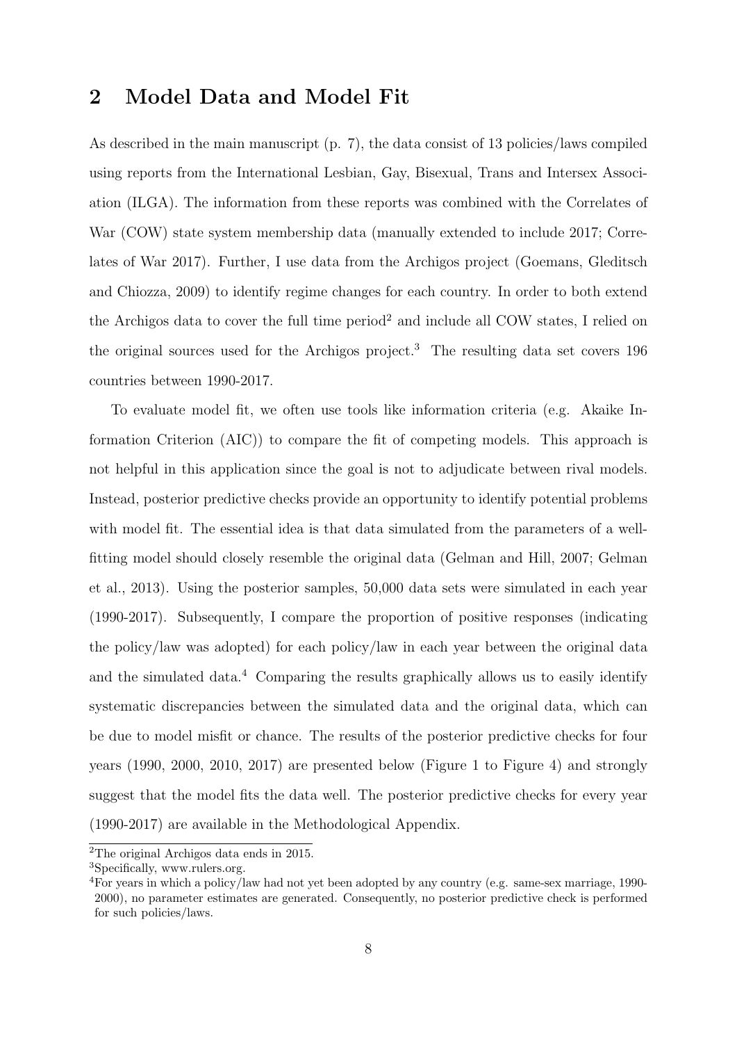## 2 Model Data and Model Fit

As described in the main manuscript (p. 7), the data consist of 13 policies/laws compiled using reports from the International Lesbian, Gay, Bisexual, Trans and Intersex Association (ILGA). The information from these reports was combined with the Correlates of War (COW) state system membership data (manually extended to include 2017; Correlates of War 2017). Further, I use data from the Archigos project (Goemans, Gleditsch and Chiozza, 2009) to identify regime changes for each country. In order to both extend the Archigos data to cover the full time period[2] and include all COW states, I relied on the original sources used for the Archigos project.[3] The resulting data set covers 196 countries between 1990-2017.

To evaluate model fit, we often use tools like information criteria (e.g. Akaike Information Criterion (AIC)) to compare the fit of competing models. This approach is not helpful in this application since the goal is not to adjudicate between rival models. Instead, posterior predictive checks provide an opportunity to identify potential problems with model fit. The essential idea is that data simulated from the parameters of a well-fitting model should closely resemble the original data (Gelman and Hill, 2007; Gelman et al., 2013). Using the posterior samples, 50,000 data sets were simulated in each year (1990-2017). Subsequently, I compare the proportion of positive responses (indicating the policy/law was adopted) for each policy/law in each year between the original data and the simulated data.[4] Comparing the results graphically allows us to easily identify systematic discrepancies between the simulated data and the original data, which can be due to model misfit or chance. The results of the posterior predictive checks for four years (1990, 2000, 2010, 2017) are presented below (Figure 1 to Figure 4) and strongly suggest that the model fits the data well. The posterior predictive checks for every year (1990-2017) are available in the Methodological Appendix.

[2] The original Archigos data ends in 2015.

[3] Specifically, www.rulers.org.

[4] For years in which a policy/law had not yet been adopted by any country (e.g. same-sex marriage, 1990-2000), no parameter estimates are generated. Consequently, no posterior predictive check is performed for such policies/laws.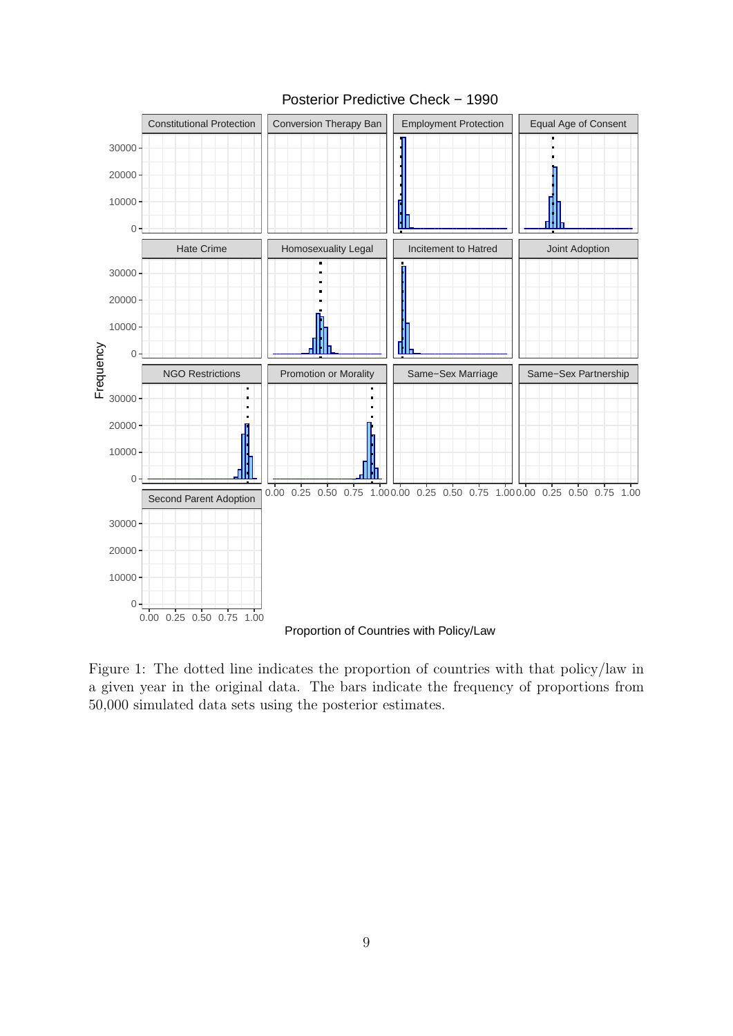Posterior Predictive Check − 1990

Constitutional Protection
Conversion Therapy Ban
Employment Protection
Equal Age of Consent
Hate Crime
Homosexuality Legal
Incitement to Hatred
Joint Adoption
NGO Restrictions
Promotion or Morality
Same−Sex Marriage
Same−Sex Partnership
Second Parent Adoption

Frequency

0
10000
20000
30000

0.00 0.25 0.50 0.75 1.00

Proportion of Countries with Policy/Law

Figure 1: The dotted line indicates the proportion of countries with that policy/law in a given year in the original data. The bars indicate the frequency of proportions from 50,000 simulated data sets using the posterior estimates.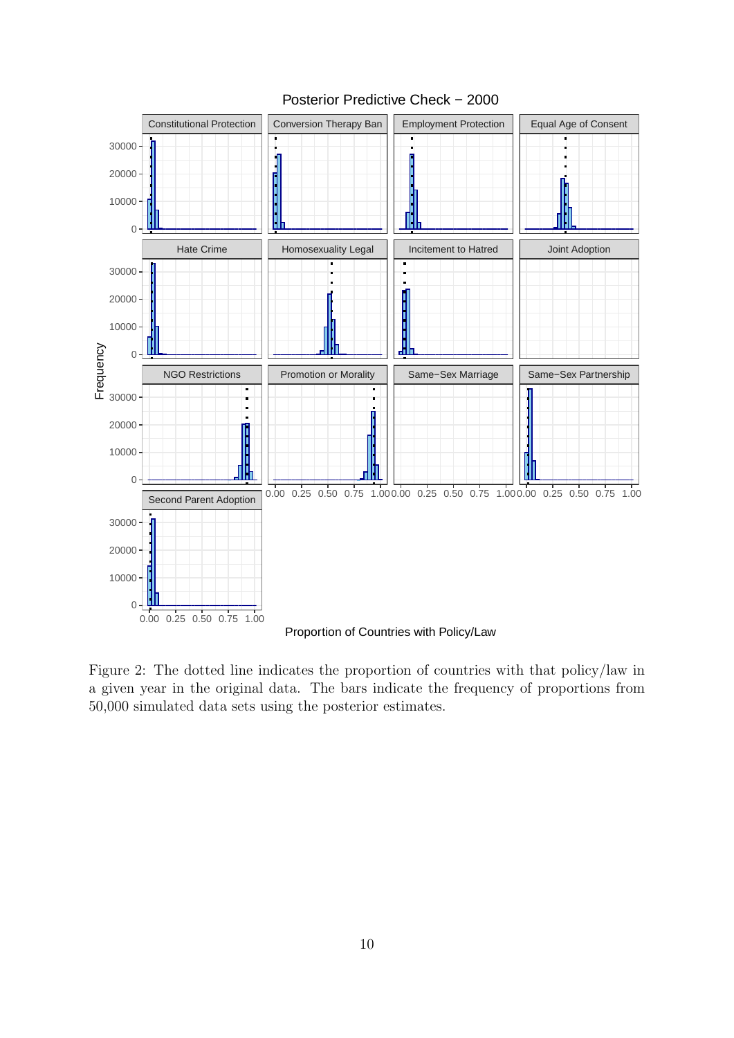Posterior Predictive Check − 2000

Constitutional Protection

Conversion Therapy Ban

Employment Protection

Equal Age of Consent

Hate Crime

Homosexuality Legal

Incitement to Hatred

Joint Adoption

NGO Restrictions

Promotion or Morality

Same−Sex Marriage

Same−Sex Partnership

Second Parent Adoption

Frequency

0

10000

20000

30000

0.00 0.25 0.50 0.75 1.00

Proportion of Countries with Policy/Law

Figure 2: The dotted line indicates the proportion of countries with that policy/law in a given year in the original data. The bars indicate the frequency of proportions from 50,000 simulated data sets using the posterior estimates.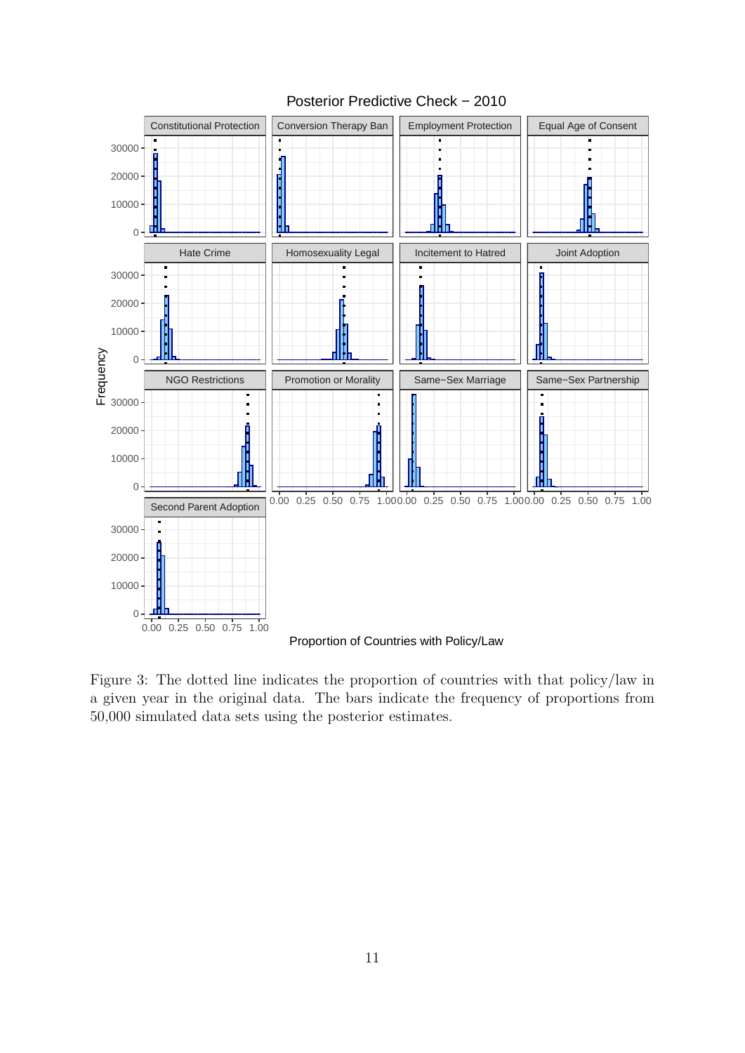Posterior Predictive Check − 2010

Constitutional Protection

Conversion Therapy Ban

Employment Protection

Equal Age of Consent

Hate Crime

Homosexuality Legal

Incitement to Hatred

Joint Adoption

NGO Restrictions

Promotion or Morality

Same−Sex Marriage

Same−Sex Partnership

Second Parent Adoption

Frequency

0
10000
20000
30000

0.00 0.25 0.50 0.75 1.00

Proportion of Countries with Policy/Law

Figure 3: The dotted line indicates the proportion of countries with that policy/law in a given year in the original data. The bars indicate the frequency of proportions from 50,000 simulated data sets using the posterior estimates.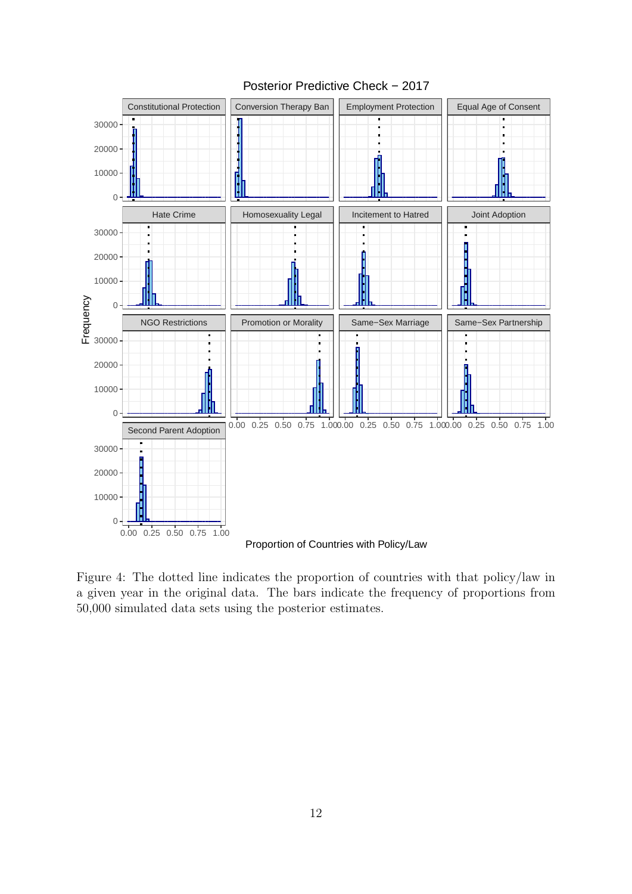Posterior Predictive Check − 2017

Constitutional Protection

Conversion Therapy Ban

Employment Protection

Equal Age of Consent

Hate Crime

Homosexuality Legal

Incitement to Hatred

Joint Adoption

NGO Restrictions

Promotion or Morality

Same−Sex Marriage

Same−Sex Partnership

Second Parent Adoption

Frequency

0
10000
20000
30000

0.00 0.25 0.50 0.75 1.00

Proportion of Countries with Policy/Law

Figure 4: The dotted line indicates the proportion of countries with that policy/law in a given year in the original data. The bars indicate the frequency of proportions from 50,000 simulated data sets using the posterior estimates.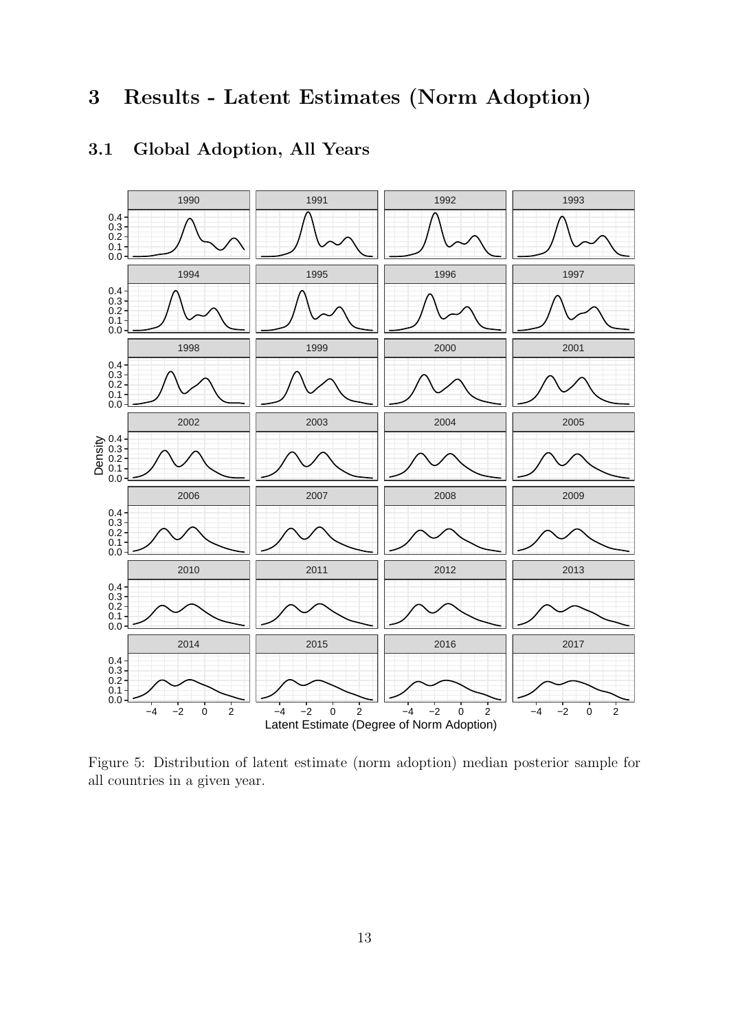# 3 Results - Latent Estimates (Norm Adoption)

## 3.1 Global Adoption, All Years

1990 1991 1992 1993
1994 1995 1996 1997
1998 1999 2000 2001
2002 2003 2004 2005
2006 2007 2008 2009
2010 2011 2012 2013
2014 2015 2016 2017

Density

0.0 0.1 0.2 0.3 0.4

−4 −2 0 2

Latent Estimate (Degree of Norm Adoption)

Figure 5: Distribution of latent estimate (norm adoption) median posterior sample for all countries in a given year.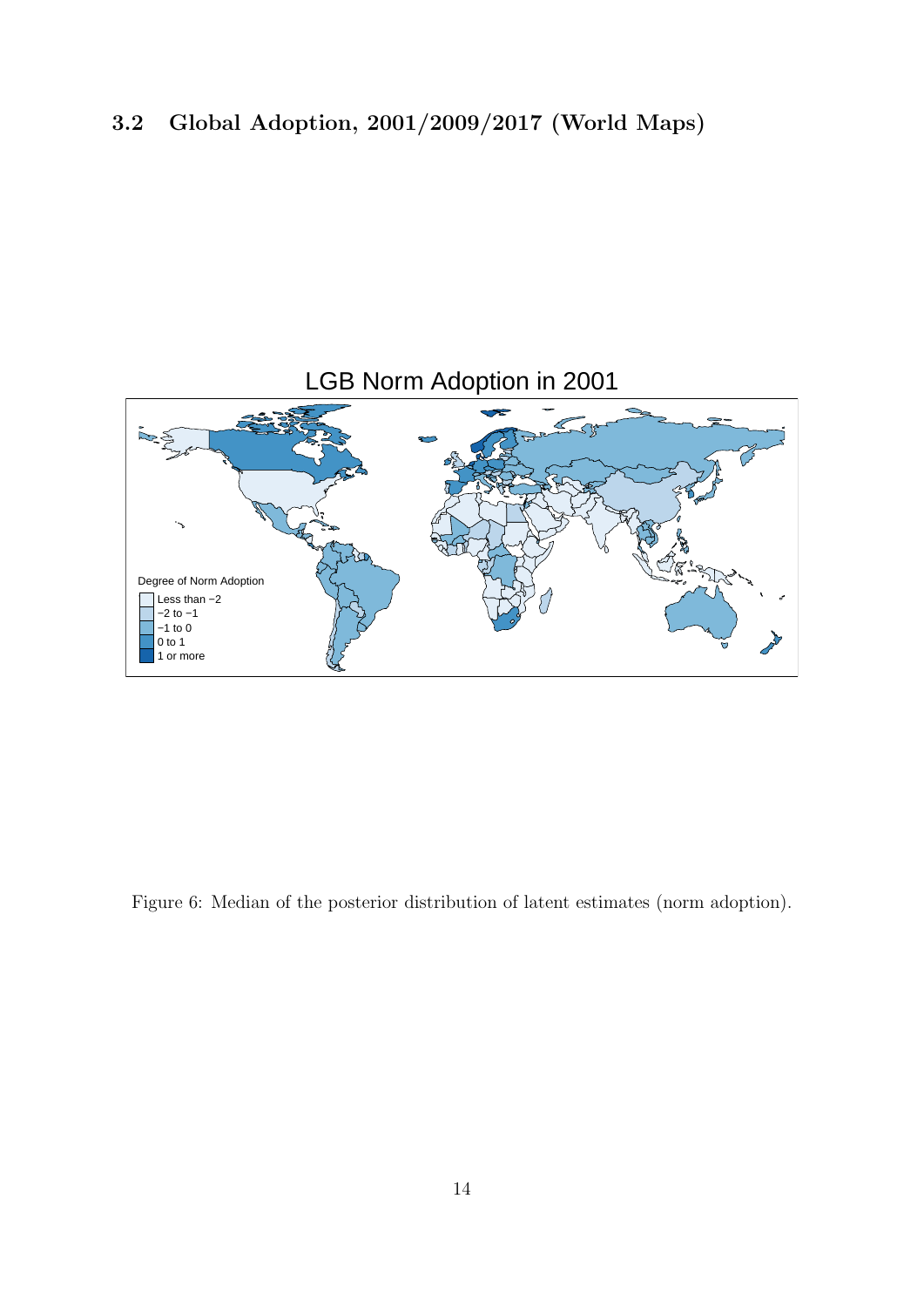## 3.2 Global Adoption, 2001/2009/2017 (World Maps)

LGB Norm Adoption in 2001

Degree of Norm Adoption

Less than −2

−2 to −1

−1 to 0

0 to 1

1 or more

Figure 6: Median of the posterior distribution of latent estimates (norm adoption).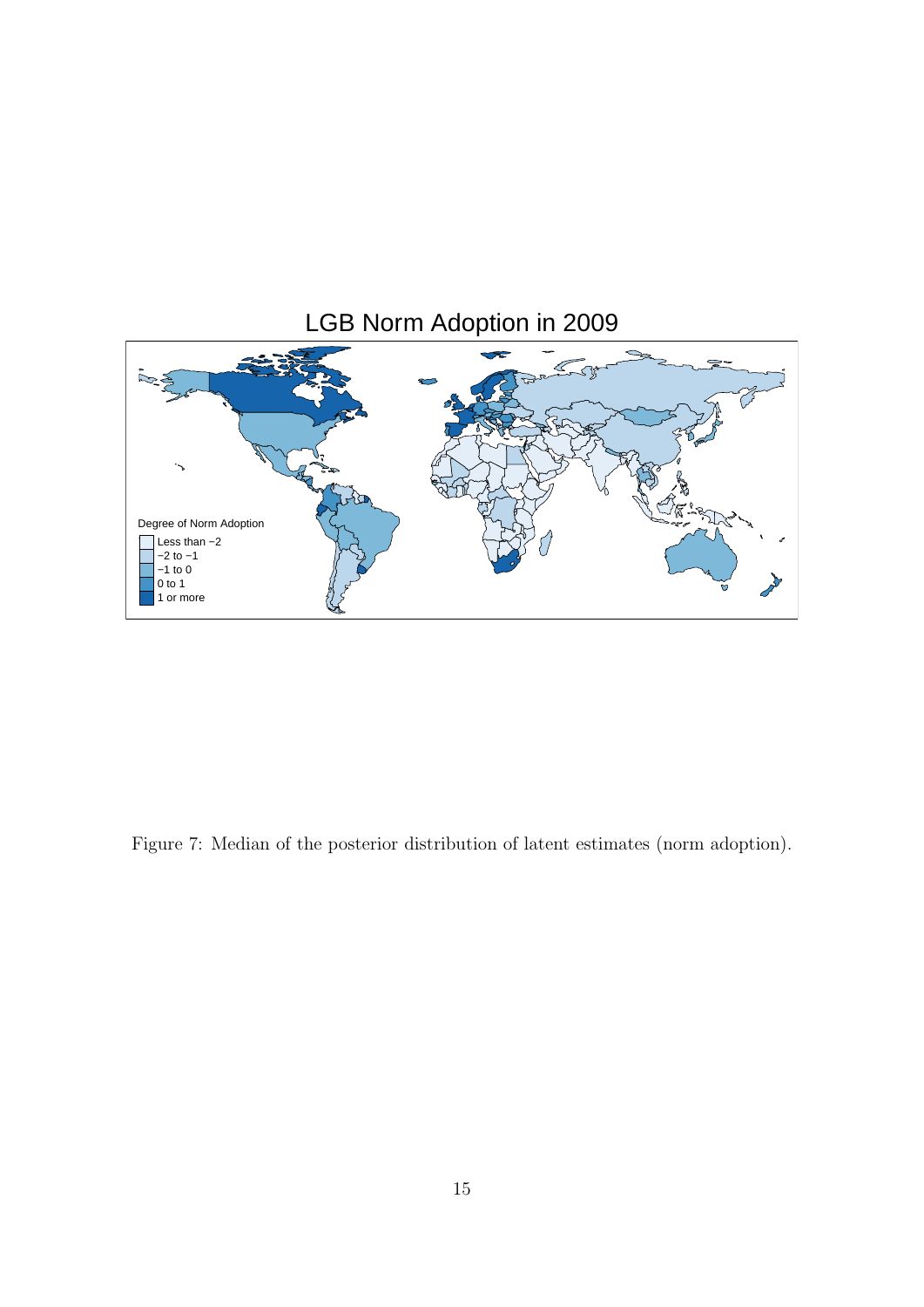LGB Norm Adoption in 2009

Degree of Norm Adoption

Less than −2

−2 to −1

−1 to 0

0 to 1

1 or more

Figure 7: Median of the posterior distribution of latent estimates (norm adoption).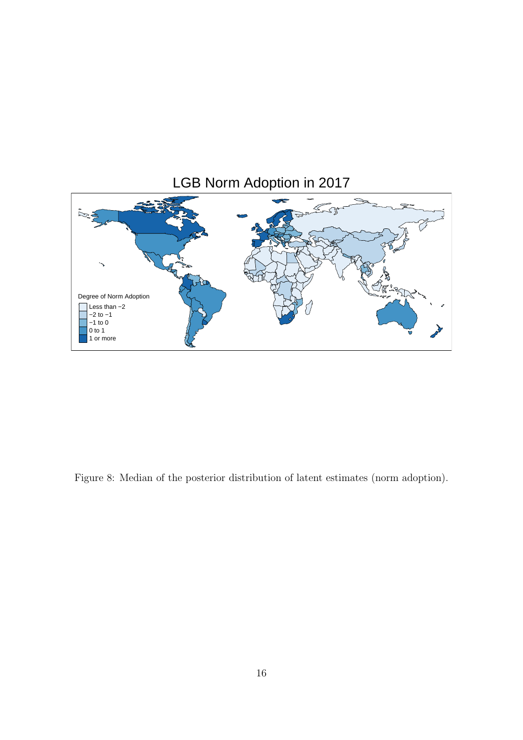LGB Norm Adoption in 2017

Degree of Norm Adoption

Less than −2

−2 to −1

−1 to 0

0 to 1

1 or more

Figure 8: Median of the posterior distribution of latent estimates (norm adoption).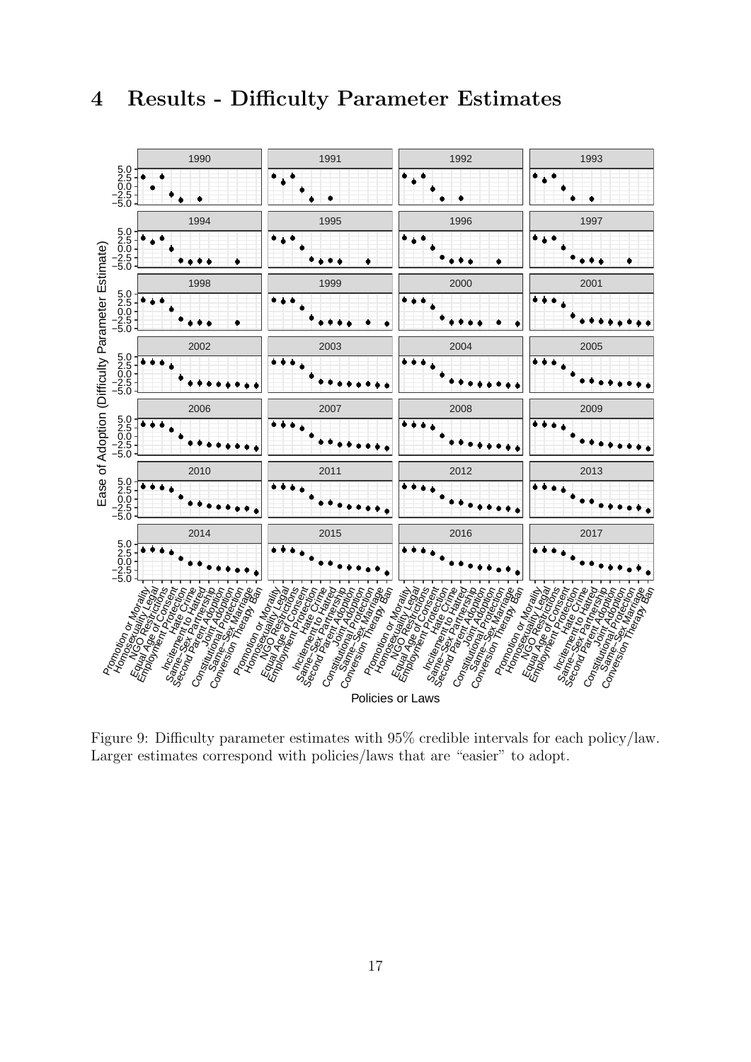# 4 Results - Difficulty Parameter Estimates

1990
1991
1992
1993
1994
1995
1996
1997
1998
1999
2000
2001
2002
2003
2004
2005
2006
2007
2008
2009
2010
2011
2012
2013
2014
2015
2016
2017

5.0
2.5
0.0
−2.5
−5.0

Ease of Adoption (Difficulty Parameter Estimate)

Promotion or Morality
Homosexuality Legal
NGO Restrictions
Equal Age of Consent
Employment Protection
Hate Crime
Incitement to Hatred
Same−Sex Partnership
Second Parent Adoption
Joint Adoption
Constitutional Protection
Same−Sex Marriage
Conversion Therapy Ban

Policies or Laws

Figure 9: Difficulty parameter estimates with 95% credible intervals for each policy/law. Larger estimates correspond with policies/laws that are "easier" to adopt.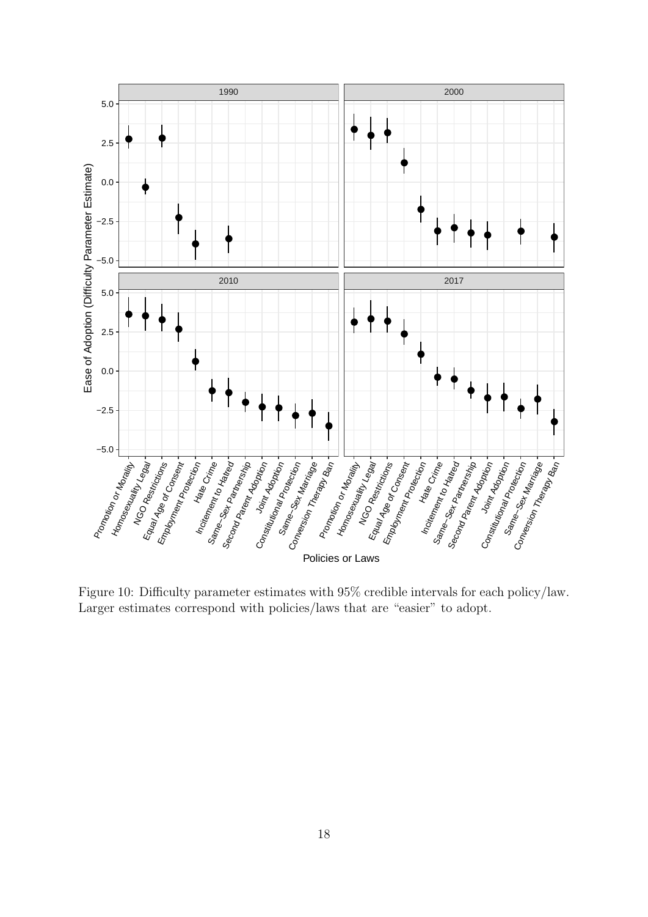1990

2000

2010

2017

Ease of Adoption (Difficulty Parameter Estimate)

5.0
2.5
0.0
-2.5
-5.0

Promotion or Morality
Homosexuality Legal
NGO Restrictions
Equal Age of Consent
Employment Protection
Hate Crime
Incitement to Hatred
Same–Sex Partnership
Second Parent Adoption
Joint Adoption
Constitutional Protection
Same–Sex Marriage
Conversion Therapy Ban

Policies or Laws

Figure 10: Difficulty parameter estimates with 95% credible intervals for each policy/law. Larger estimates correspond with policies/laws that are "easier" to adopt.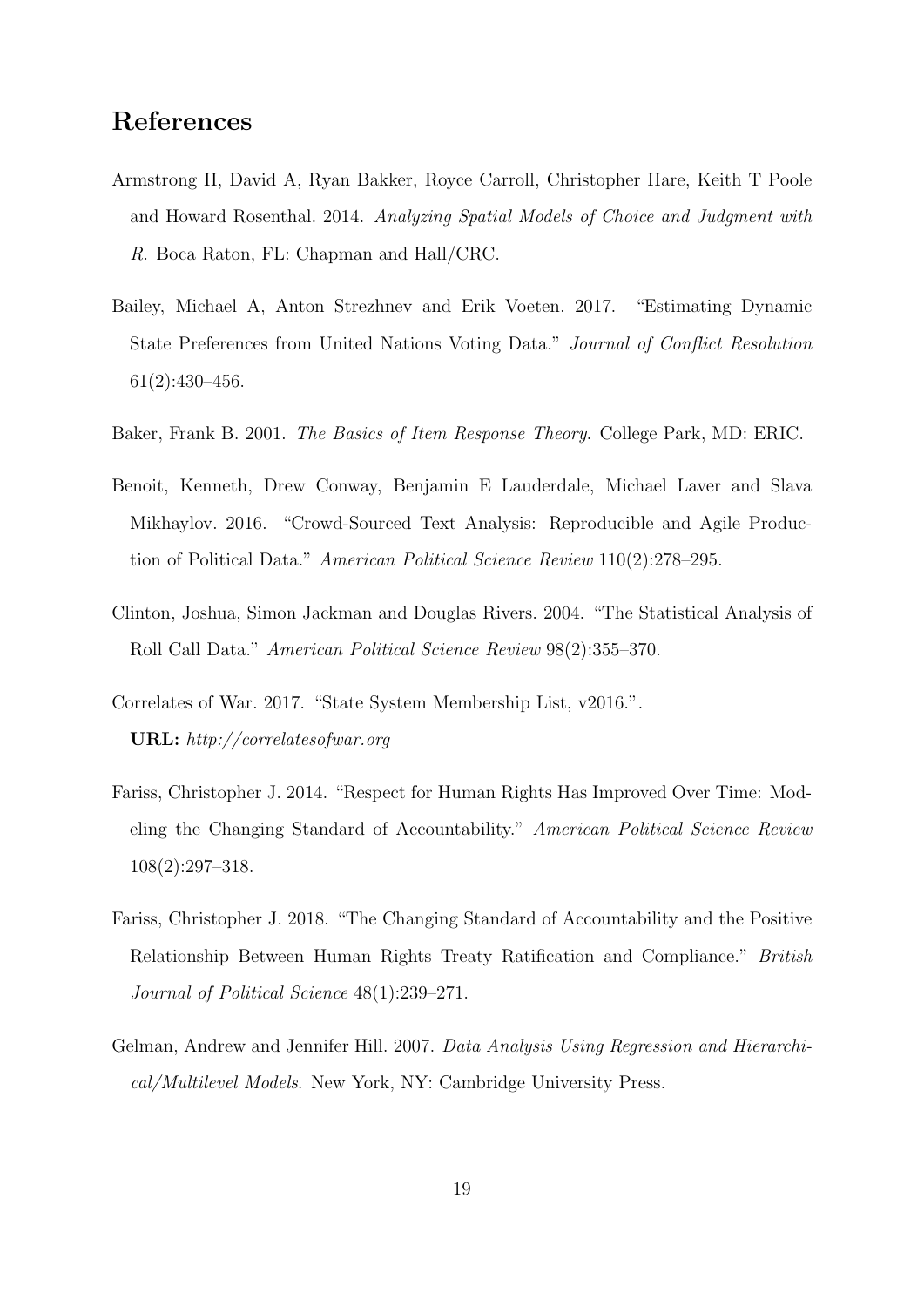# References

Armstrong II, David A, Ryan Bakker, Royce Carroll, Christopher Hare, Keith T Poole and Howard Rosenthal. 2014. *Analyzing Spatial Models of Choice and Judgment with R*. Boca Raton, FL: Chapman and Hall/CRC.

Bailey, Michael A, Anton Strezhnev and Erik Voeten. 2017. "Estimating Dynamic State Preferences from United Nations Voting Data." *Journal of Conflict Resolution* 61(2):430–456.

Baker, Frank B. 2001. *The Basics of Item Response Theory*. College Park, MD: ERIC.

Benoit, Kenneth, Drew Conway, Benjamin E Lauderdale, Michael Laver and Slava Mikhaylov. 2016. "Crowd-Sourced Text Analysis: Reproducible and Agile Production of Political Data." *American Political Science Review* 110(2):278–295.

Clinton, Joshua, Simon Jackman and Douglas Rivers. 2004. "The Statistical Analysis of Roll Call Data." *American Political Science Review* 98(2):355–370.

Correlates of War. 2017. "State System Membership List, v2016.".
**URL:** *http://correlatesofwar.org*

Fariss, Christopher J. 2014. "Respect for Human Rights Has Improved Over Time: Modeling the Changing Standard of Accountability." *American Political Science Review* 108(2):297–318.

Fariss, Christopher J. 2018. "The Changing Standard of Accountability and the Positive Relationship Between Human Rights Treaty Ratification and Compliance." *British Journal of Political Science* 48(1):239–271.

Gelman, Andrew and Jennifer Hill. 2007. *Data Analysis Using Regression and Hierarchical/Multilevel Models*. New York, NY: Cambridge University Press.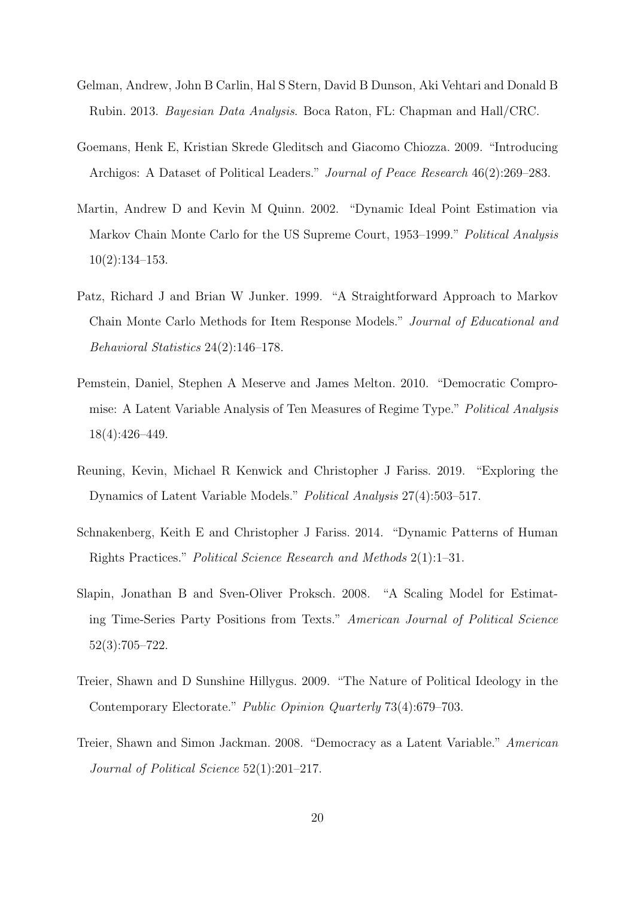Gelman, Andrew, John B Carlin, Hal S Stern, David B Dunson, Aki Vehtari and Donald B Rubin. 2013. *Bayesian Data Analysis*. Boca Raton, FL: Chapman and Hall/CRC.

Goemans, Henk E, Kristian Skrede Gleditsch and Giacomo Chiozza. 2009. "Introducing Archigos: A Dataset of Political Leaders." *Journal of Peace Research* 46(2):269–283.

Martin, Andrew D and Kevin M Quinn. 2002. "Dynamic Ideal Point Estimation via Markov Chain Monte Carlo for the US Supreme Court, 1953–1999." *Political Analysis* 10(2):134–153.

Patz, Richard J and Brian W Junker. 1999. "A Straightforward Approach to Markov Chain Monte Carlo Methods for Item Response Models." *Journal of Educational and Behavioral Statistics* 24(2):146–178.

Pemstein, Daniel, Stephen A Meserve and James Melton. 2010. "Democratic Compromise: A Latent Variable Analysis of Ten Measures of Regime Type." *Political Analysis* 18(4):426–449.

Reuning, Kevin, Michael R Kenwick and Christopher J Fariss. 2019. "Exploring the Dynamics of Latent Variable Models." *Political Analysis* 27(4):503–517.

Schnakenberg, Keith E and Christopher J Fariss. 2014. "Dynamic Patterns of Human Rights Practices." *Political Science Research and Methods* 2(1):1–31.

Slapin, Jonathan B and Sven-Oliver Proksch. 2008. "A Scaling Model for Estimating Time-Series Party Positions from Texts." *American Journal of Political Science* 52(3):705–722.

Treier, Shawn and D Sunshine Hillygus. 2009. "The Nature of Political Ideology in the Contemporary Electorate." *Public Opinion Quarterly* 73(4):679–703.

Treier, Shawn and Simon Jackman. 2008. "Democracy as a Latent Variable." *American Journal of Political Science* 52(1):201–217.